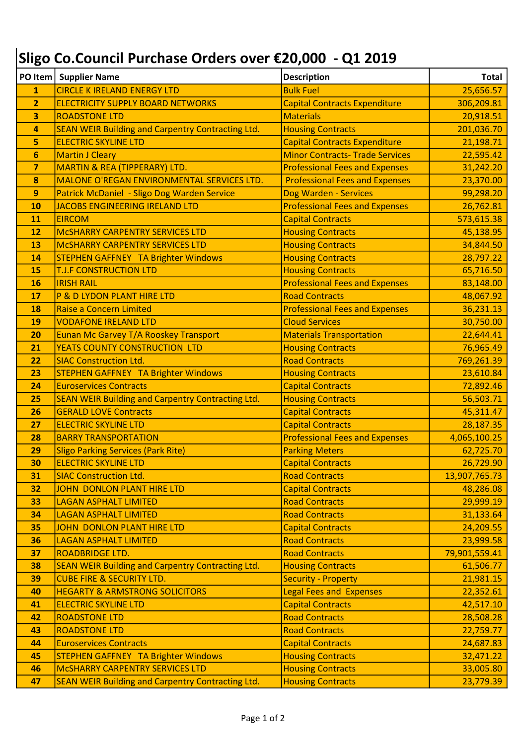# Sligo Co.Council Purchase Orders over €20,000 - Q1 2019

| PO Item | Supplier Name | Description | Total |
|---|---|---|---|
| 1 | CIRCLE K IRELAND ENERGY LTD | Bulk Fuel | 25,656.57 |
| 2 | ELECTRICITY SUPPLY BOARD NETWORKS | Capital Contracts Expenditure | 306,209.81 |
| 3 | ROADSTONE LTD | Materials | 20,918.51 |
| 4 | SEAN WEIR Building and Carpentry Contracting Ltd. | Housing Contracts | 201,036.70 |
| 5 | ELECTRIC SKYLINE LTD | Capital Contracts Expenditure | 21,198.71 |
| 6 | Martin J Cleary | Minor Contracts- Trade Services | 22,595.42 |
| 7 | MARTIN & REA (TIPPERARY) LTD. | Professional Fees and Expenses | 31,242.20 |
| 8 | MALONE O'REGAN ENVIRONMENTAL SERVICES LTD. | Professional Fees and Expenses | 23,370.00 |
| 9 | Patrick McDaniel - Sligo Dog Warden Service | Dog Warden - Services | 99,298.20 |
| 10 | JACOBS ENGINEERING IRELAND LTD | Professional Fees and Expenses | 26,762.81 |
| 11 | EIRCOM | Capital Contracts | 573,615.38 |
| 12 | McSHARRY CARPENTRY SERVICES LTD | Housing Contracts | 45,138.95 |
| 13 | McSHARRY CARPENTRY SERVICES LTD | Housing Contracts | 34,844.50 |
| 14 | STEPHEN GAFFNEY TA Brighter Windows | Housing Contracts | 28,797.22 |
| 15 | T.J.F CONSTRUCTION LTD | Housing Contracts | 65,716.50 |
| 16 | IRISH RAIL | Professional Fees and Expenses | 83,148.00 |
| 17 | P & D LYDON PLANT HIRE LTD | Road Contracts | 48,067.92 |
| 18 | Raise a Concern Limited | Professional Fees and Expenses | 36,231.13 |
| 19 | VODAFONE IRELAND LTD | Cloud Services | 30,750.00 |
| 20 | Eunan Mc Garvey T/A Rooskey Transport | Materials Transportation | 22,644.41 |
| 21 | YEATS COUNTY CONSTRUCTION LTD | Housing Contracts | 76,965.49 |
| 22 | SIAC Construction Ltd. | Road Contracts | 769,261.39 |
| 23 | STEPHEN GAFFNEY TA Brighter Windows | Housing Contracts | 23,610.84 |
| 24 | Euroservices Contracts | Capital Contracts | 72,892.46 |
| 25 | SEAN WEIR Building and Carpentry Contracting Ltd. | Housing Contracts | 56,503.71 |
| 26 | GERALD LOVE Contracts | Capital Contracts | 45,311.47 |
| 27 | ELECTRIC SKYLINE LTD | Capital Contracts | 28,187.35 |
| 28 | BARRY TRANSPORTATION | Professional Fees and Expenses | 4,065,100.25 |
| 29 | Sligo Parking Services (Park Rite) | Parking Meters | 62,725.70 |
| 30 | ELECTRIC SKYLINE LTD | Capital Contracts | 26,729.90 |
| 31 | SIAC Construction Ltd. | Road Contracts | 13,907,765.73 |
| 32 | JOHN DONLON PLANT HIRE LTD | Capital Contracts | 48,286.08 |
| 33 | LAGAN ASPHALT LIMITED | Road Contracts | 29,999.19 |
| 34 | LAGAN ASPHALT LIMITED | Road Contracts | 31,133.64 |
| 35 | JOHN DONLON PLANT HIRE LTD | Capital Contracts | 24,209.55 |
| 36 | LAGAN ASPHALT LIMITED | Road Contracts | 23,999.58 |
| 37 | ROADBRIDGE LTD. | Road Contracts | 79,901,559.41 |
| 38 | SEAN WEIR Building and Carpentry Contracting Ltd. | Housing Contracts | 61,506.77 |
| 39 | CUBE FIRE & SECURITY LTD. | Security - Property | 21,981.15 |
| 40 | HEGARTY & ARMSTRONG SOLICITORS | Legal Fees and Expenses | 22,352.61 |
| 41 | ELECTRIC SKYLINE LTD | Capital Contracts | 42,517.10 |
| 42 | ROADSTONE LTD | Road Contracts | 28,508.28 |
| 43 | ROADSTONE LTD | Road Contracts | 22,759.77 |
| 44 | Euroservices Contracts | Capital Contracts | 24,687.83 |
| 45 | STEPHEN GAFFNEY TA Brighter Windows | Housing Contracts | 32,471.22 |
| 46 | McSHARRY CARPENTRY SERVICES LTD | Housing Contracts | 33,005.80 |
| 47 | SEAN WEIR Building and Carpentry Contracting Ltd. | Housing Contracts | 23,779.39 |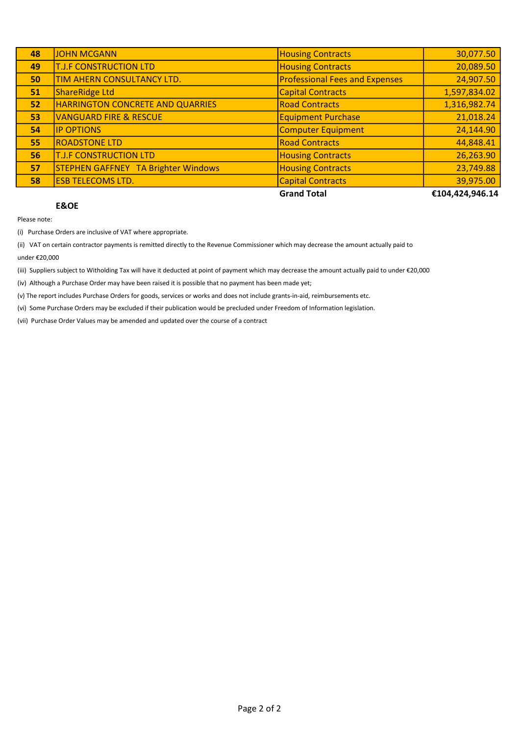| | | | |
|---|---|---|---|
| 48 | JOHN MCGANN | Housing Contracts | 30,077.50 |
| 49 | T.J.F CONSTRUCTION LTD | Housing Contracts | 20,089.50 |
| 50 | TIM AHERN CONSULTANCY LTD. | Professional Fees and Expenses | 24,907.50 |
| 51 | ShareRidge Ltd | Capital Contracts | 1,597,834.02 |
| 52 | HARRINGTON CONCRETE AND QUARRIES | Road Contracts | 1,316,982.74 |
| 53 | VANGUARD FIRE & RESCUE | Equipment Purchase | 21,018.24 |
| 54 | IP OPTIONS | Computer Equipment | 24,144.90 |
| 55 | ROADSTONE LTD | Road Contracts | 44,848.41 |
| 56 | T.J.F CONSTRUCTION LTD | Housing Contracts | 26,263.90 |
| 57 | STEPHEN GAFFNEY TA Brighter Windows | Housing Contracts | 23,749.88 |
| 58 | ESB TELECOMS LTD. | Capital Contracts | 39,975.00 |
| | | **Grand Total** | **€104,424,946.14** |

**E&OE**

Please note:

(i) Purchase Orders are inclusive of VAT where appropriate.

(ii) VAT on certain contractor payments is remitted directly to the Revenue Commissioner which may decrease the amount actually paid to under €20,000

(iii) Suppliers subject to Witholding Tax will have it deducted at point of payment which may decrease the amount actually paid to under €20,000

(iv) Although a Purchase Order may have been raised it is possible that no payment has been made yet;

(v) The report includes Purchase Orders for goods, services or works and does not include grants-in-aid, reimbursements etc.

(vi) Some Purchase Orders may be excluded if their publication would be precluded under Freedom of Information legislation.

(vii) Purchase Order Values may be amended and updated over the course of a contract